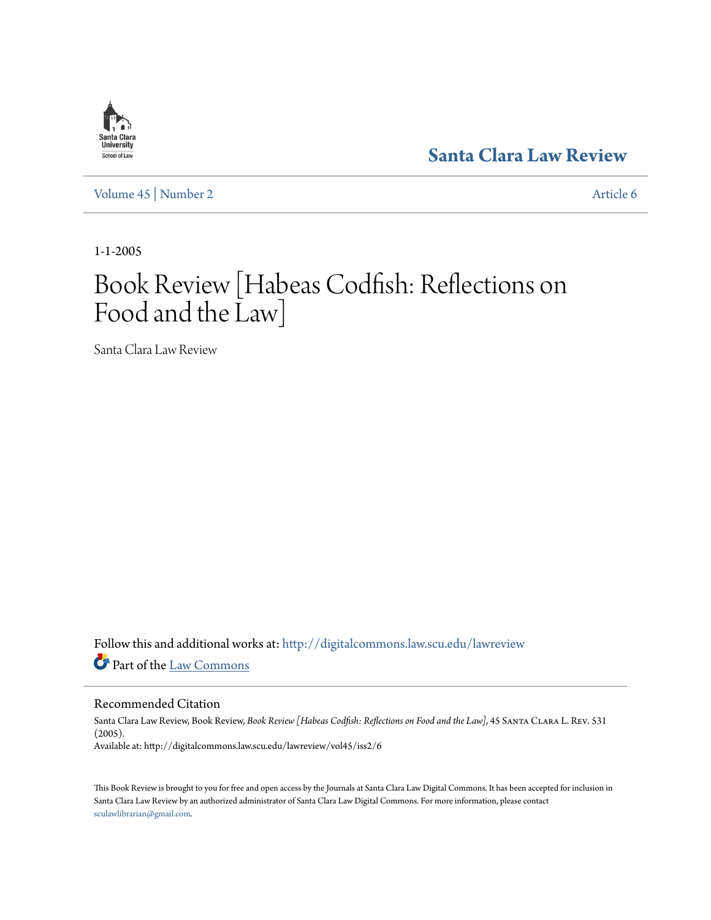Santa Clara University School of Law

# Santa Clara Law Review

Volume 45 | Number 2 Article 6

1-1-2005

# Book Review [Habeas Codfish: Reflections on Food and the Law]

Santa Clara Law Review

Follow this and additional works at: http://digitalcommons.law.scu.edu/lawreview

Part of the Law Commons

## Recommended Citation

Santa Clara Law Review, Book Review, *Book Review [Habeas Codfish: Reflections on Food and the Law]*, 45 Santa Clara L. Rev. 531 (2005).
Available at: http://digitalcommons.law.scu.edu/lawreview/vol45/iss2/6

This Book Review is brought to you for free and open access by the Journals at Santa Clara Law Digital Commons. It has been accepted for inclusion in Santa Clara Law Review by an authorized administrator of Santa Clara Law Digital Commons. For more information, please contact sculawlibrarian@gmail.com.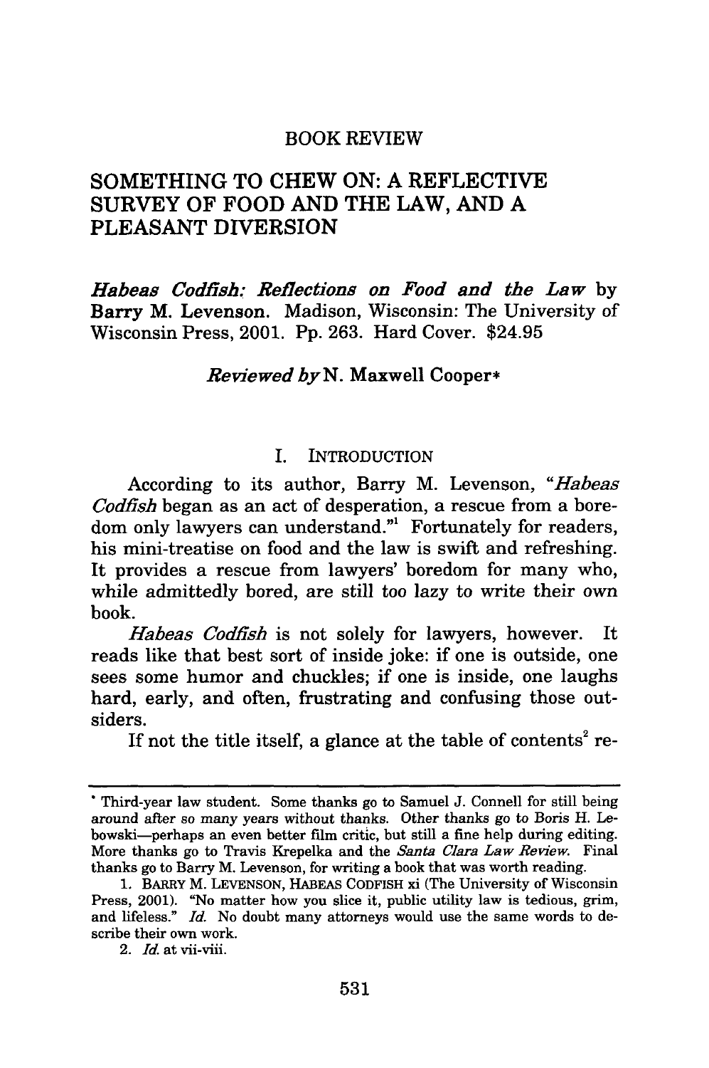BOOK REVIEW

# SOMETHING TO CHEW ON: A REFLECTIVE SURVEY OF FOOD AND THE LAW, AND A PLEASANT DIVERSION

***Habeas Codfish: Reflections on Food and the Law*** **by Barry M. Levenson.** Madison, Wisconsin: The University of Wisconsin Press, 2001. Pp. 263. Hard Cover. $24.95

*Reviewed by* N. Maxwell Cooper*

## I. INTRODUCTION

According to its author, Barry M. Levenson, "*Habeas Codfish* began as an act of desperation, a rescue from a boredom only lawyers can understand."[1] Fortunately for readers, his mini-treatise on food and the law is swift and refreshing. It provides a rescue from lawyers' boredom for many who, while admittedly bored, are still too lazy to write their own book.

*Habeas Codfish* is not solely for lawyers, however. It reads like that best sort of inside joke: if one is outside, one sees some humor and chuckles; if one is inside, one laughs hard, early, and often, frustrating and confusing those outsiders.

If not the title itself, a glance at the table of contents[2] re-

---

\* Third-year law student. Some thanks go to Samuel J. Connell for still being around after so many years without thanks. Other thanks go to Boris H. Lebowski—perhaps an even better film critic, but still a fine help during editing. More thanks go to Travis Krepelka and the *Santa Clara Law Review*. Final thanks go to Barry M. Levenson, for writing a book that was worth reading.

1. BARRY M. LEVENSON, HABEAS CODFISH xi (The University of Wisconsin Press, 2001). "No matter how you slice it, public utility law is tedious, grim, and lifeless." *Id.* No doubt many attorneys would use the same words to describe their own work.

2. *Id.* at vii-viii.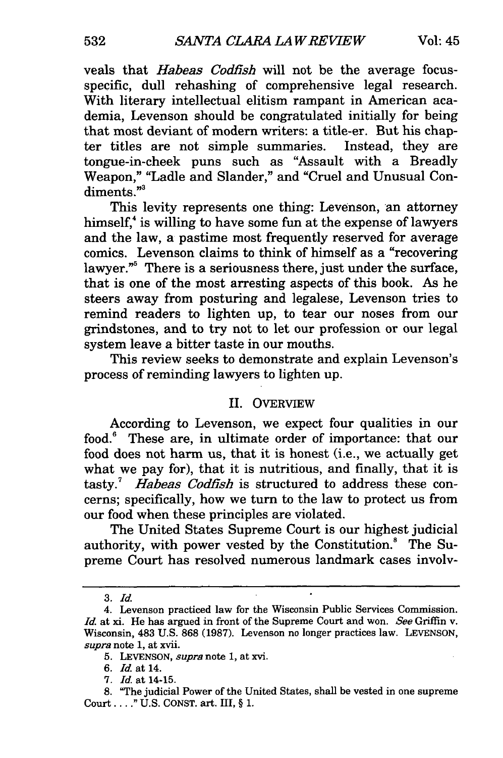veals that *Habeas Codfish* will not be the average focus-specific, dull rehashing of comprehensive legal research. With literary intellectual elitism rampant in American academia, Levenson should be congratulated initially for being that most deviant of modern writers: a title-er. But his chapter titles are not simple summaries. Instead, they are tongue-in-cheek puns such as "Assault with a Breadly Weapon," "Ladle and Slander," and "Cruel and Unusual Condiments."[3]

This levity represents one thing: Levenson, an attorney himself,[4] is willing to have some fun at the expense of lawyers and the law, a pastime most frequently reserved for average comics. Levenson claims to think of himself as a "recovering lawyer."[5] There is a seriousness there, just under the surface, that is one of the most arresting aspects of this book. As he steers away from posturing and legalese, Levenson tries to remind readers to lighten up, to tear our noses from our grindstones, and to try not to let our profession or our legal system leave a bitter taste in our mouths.

This review seeks to demonstrate and explain Levenson's process of reminding lawyers to lighten up.

## II. OVERVIEW

According to Levenson, we expect four qualities in our food.[6] These are, in ultimate order of importance: that our food does not harm us, that it is honest (i.e., we actually get what we pay for), that it is nutritious, and finally, that it is tasty.[7] *Habeas Codfish* is structured to address these concerns; specifically, how we turn to the law to protect us from our food when these principles are violated.

The United States Supreme Court is our highest judicial authority, with power vested by the Constitution.[8] The Supreme Court has resolved numerous landmark cases involv-

---

3. *Id.*

4. Levenson practiced law for the Wisconsin Public Services Commission. *Id.* at xi. He has argued in front of the Supreme Court and won. *See* Griffin v. Wisconsin, 483 U.S. 868 (1987). Levenson no longer practices law. LEVENSON, *supra* note 1, at xvii.

5. LEVENSON, *supra* note 1, at xvi.

6. *Id.* at 14.

7. *Id.* at 14-15.

8. "The judicial Power of the United States, shall be vested in one supreme Court . . . ." U.S. CONST. art. III, § 1.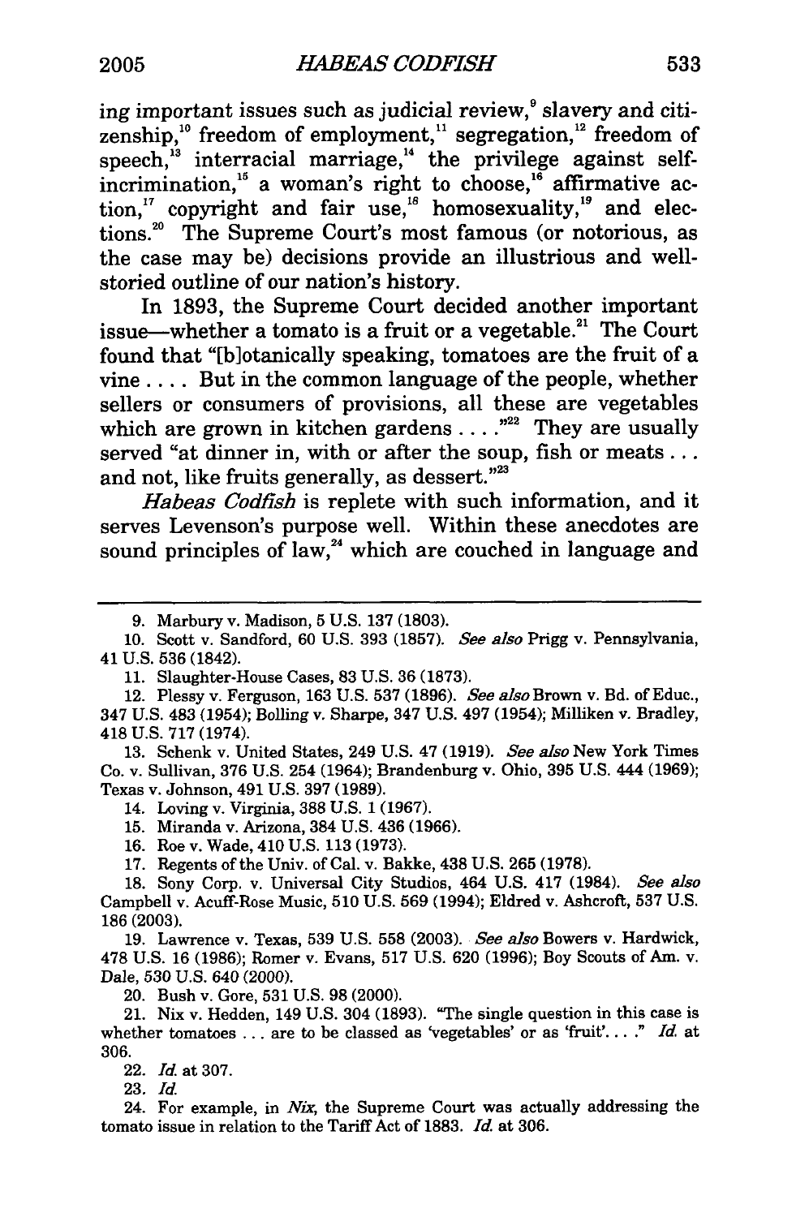ing important issues such as judicial review,[9] slavery and citizenship,[10] freedom of employment,[11] segregation,[12] freedom of speech,[13] interracial marriage,[14] the privilege against self-incrimination,[15] a woman's right to choose,[16] affirmative action,[17] copyright and fair use,[18] homosexuality,[19] and elections.[20] The Supreme Court's most famous (or notorious, as the case may be) decisions provide an illustrious and well-storied outline of our nation's history.

In 1893, the Supreme Court decided another important issue—whether a tomato is a fruit or a vegetable.[21] The Court found that "[b]otanically speaking, tomatoes are the fruit of a vine . . . . But in the common language of the people, whether sellers or consumers of provisions, all these are vegetables which are grown in kitchen gardens . . . ."[22] They are usually served "at dinner in, with or after the soup, fish or meats . . . and not, like fruits generally, as dessert."[23]

*Habeas Codfish* is replete with such information, and it serves Levenson's purpose well. Within these anecdotes are sound principles of law,[24] which are couched in language and

---

9. Marbury v. Madison, 5 U.S. 137 (1803).

10. Scott v. Sandford, 60 U.S. 393 (1857). *See also* Prigg v. Pennsylvania, 41 U.S. 536 (1842).

11. Slaughter-House Cases, 83 U.S. 36 (1873).

12. Plessy v. Ferguson, 163 U.S. 537 (1896). *See also* Brown v. Bd. of Educ., 347 U.S. 483 (1954); Bolling v. Sharpe, 347 U.S. 497 (1954); Milliken v. Bradley, 418 U.S. 717 (1974).

13. Schenk v. United States, 249 U.S. 47 (1919). *See also* New York Times Co. v. Sullivan, 376 U.S. 254 (1964); Brandenburg v. Ohio, 395 U.S. 444 (1969); Texas v. Johnson, 491 U.S. 397 (1989).

14. Loving v. Virginia, 388 U.S. 1 (1967).

15. Miranda v. Arizona, 384 U.S. 436 (1966).

16. Roe v. Wade, 410 U.S. 113 (1973).

17. Regents of the Univ. of Cal. v. Bakke, 438 U.S. 265 (1978).

18. Sony Corp. v. Universal City Studios, 464 U.S. 417 (1984). *See also* Campbell v. Acuff-Rose Music, 510 U.S. 569 (1994); Eldred v. Ashcroft, 537 U.S. 186 (2003).

19. Lawrence v. Texas, 539 U.S. 558 (2003). *See also* Bowers v. Hardwick, 478 U.S. 16 (1986); Romer v. Evans, 517 U.S. 620 (1996); Boy Scouts of Am. v. Dale, 530 U.S. 640 (2000).

20. Bush v. Gore, 531 U.S. 98 (2000).

21. Nix v. Hedden, 149 U.S. 304 (1893). "The single question in this case is whether tomatoes . . . are to be classed as 'vegetables' or as 'fruit'. . . ." *Id.* at 306.

22. *Id.* at 307.

23. *Id.*

24. For example, in *Nix*, the Supreme Court was actually addressing the tomato issue in relation to the Tariff Act of 1883. *Id.* at 306.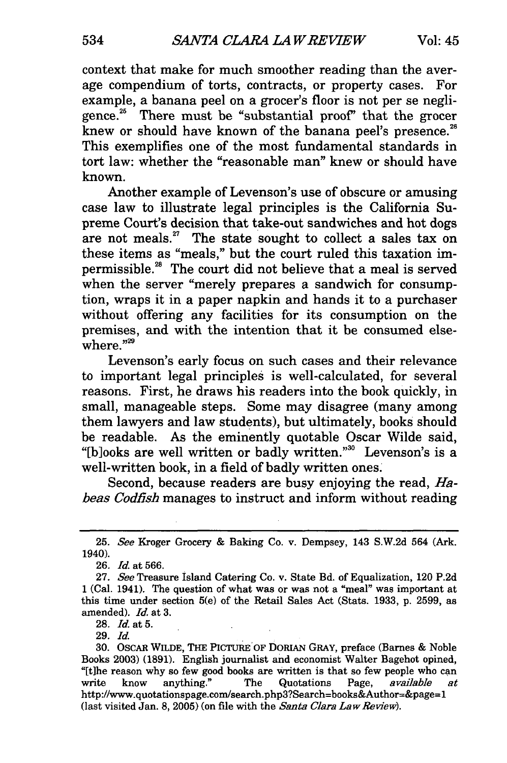context that make for much smoother reading than the average compendium of torts, contracts, or property cases. For example, a banana peel on a grocer's floor is not per se negligence.[25] There must be "substantial proof" that the grocer knew or should have known of the banana peel's presence.[26] This exemplifies one of the most fundamental standards in tort law: whether the "reasonable man" knew or should have known.

Another example of Levenson's use of obscure or amusing case law to illustrate legal principles is the California Supreme Court's decision that take-out sandwiches and hot dogs are not meals.[27] The state sought to collect a sales tax on these items as "meals," but the court ruled this taxation impermissible.[28] The court did not believe that a meal is served when the server "merely prepares a sandwich for consumption, wraps it in a paper napkin and hands it to a purchaser without offering any facilities for its consumption on the premises, and with the intention that it be consumed elsewhere."[29]

Levenson's early focus on such cases and their relevance to important legal principles is well-calculated, for several reasons. First, he draws his readers into the book quickly, in small, manageable steps. Some may disagree (many among them lawyers and law students), but ultimately, books should be readable. As the eminently quotable Oscar Wilde said, "[b]ooks are well written or badly written."[30] Levenson's is a well-written book, in a field of badly written ones.

Second, because readers are busy enjoying the read, *Habeas Codfish* manages to instruct and inform without reading

---

25. *See* Kroger Grocery & Baking Co. v. Dempsey, 143 S.W.2d 564 (Ark. 1940).

26. *Id.* at 566.

27. *See* Treasure Island Catering Co. v. State Bd. of Equalization, 120 P.2d 1 (Cal. 1941). The question of what was or was not a "meal" was important at this time under section 5(e) of the Retail Sales Act (Stats. 1933, p. 2599, as amended). *Id.* at 3.

28. *Id.* at 5.

29. *Id.*

30. OSCAR WILDE, THE PICTURE OF DORIAN GRAY, preface (Barnes & Noble Books 2003) (1891). English journalist and economist Walter Bagehot opined, "[t]he reason why so few good books are written is that so few people who can write know anything." The Quotations Page, *available at* http://www.quotationspage.com/search.php3?Search=books&Author=&page=1 (last visited Jan. 8, 2005) (on file with the *Santa Clara Law Review*).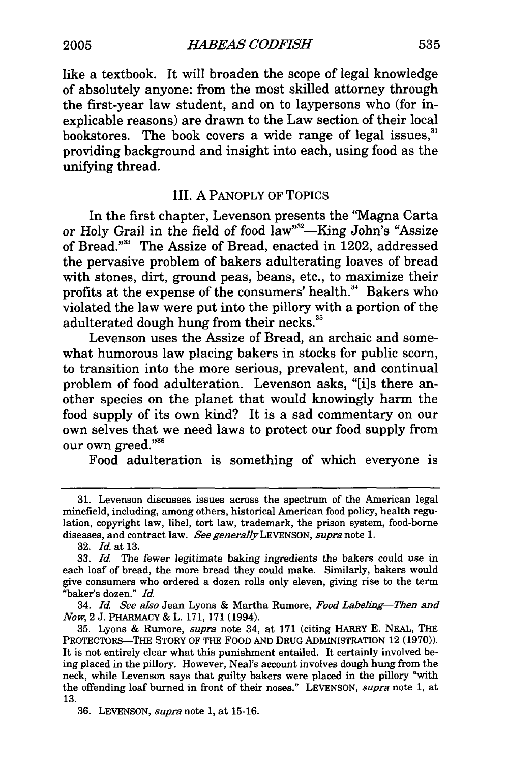like a textbook. It will broaden the scope of legal knowledge of absolutely anyone: from the most skilled attorney through the first-year law student, and on to laypersons who (for inexplicable reasons) are drawn to the Law section of their local bookstores. The book covers a wide range of legal issues,[31] providing background and insight into each, using food as the unifying thread.

## III. A PANOPLY OF TOPICS

In the first chapter, Levenson presents the "Magna Carta or Holy Grail in the field of food law"[32]—King John's "Assize of Bread."[33] The Assize of Bread, enacted in 1202, addressed the pervasive problem of bakers adulterating loaves of bread with stones, dirt, ground peas, beans, etc., to maximize their profits at the expense of the consumers' health.[34] Bakers who violated the law were put into the pillory with a portion of the adulterated dough hung from their necks.[35]

Levenson uses the Assize of Bread, an archaic and somewhat humorous law placing bakers in stocks for public scorn, to transition into the more serious, prevalent, and continual problem of food adulteration. Levenson asks, "[i]s there another species on the planet that would knowingly harm the food supply of its own kind? It is a sad commentary on our own selves that we need laws to protect our food supply from our own greed."[36]

Food adulteration is something of which everyone is

---

31. Levenson discusses issues across the spectrum of the American legal minefield, including, among others, historical American food policy, health regulation, copyright law, libel, tort law, trademark, the prison system, food-borne diseases, and contract law. *See generally* LEVENSON, *supra* note 1.

32. *Id.* at 13.

33. *Id.* The fewer legitimate baking ingredients the bakers could use in each loaf of bread, the more bread they could make. Similarly, bakers would give consumers who ordered a dozen rolls only eleven, giving rise to the term "baker's dozen." *Id.*

34. *Id. See also* Jean Lyons & Martha Rumore, *Food Labeling—Then and Now*, 2 J. PHARMACY & L. 171, 171 (1994).

35. Lyons & Rumore, *supra* note 34, at 171 (citing HARRY E. NEAL, THE PROTECTORS—THE STORY OF THE FOOD AND DRUG ADMINISTRATION 12 (1970)). It is not entirely clear what this punishment entailed. It certainly involved being placed in the pillory. However, Neal's account involves dough hung from the neck, while Levenson says that guilty bakers were placed in the pillory "with the offending loaf burned in front of their noses." LEVENSON, *supra* note 1, at 13.

36. LEVENSON, *supra* note 1, at 15-16.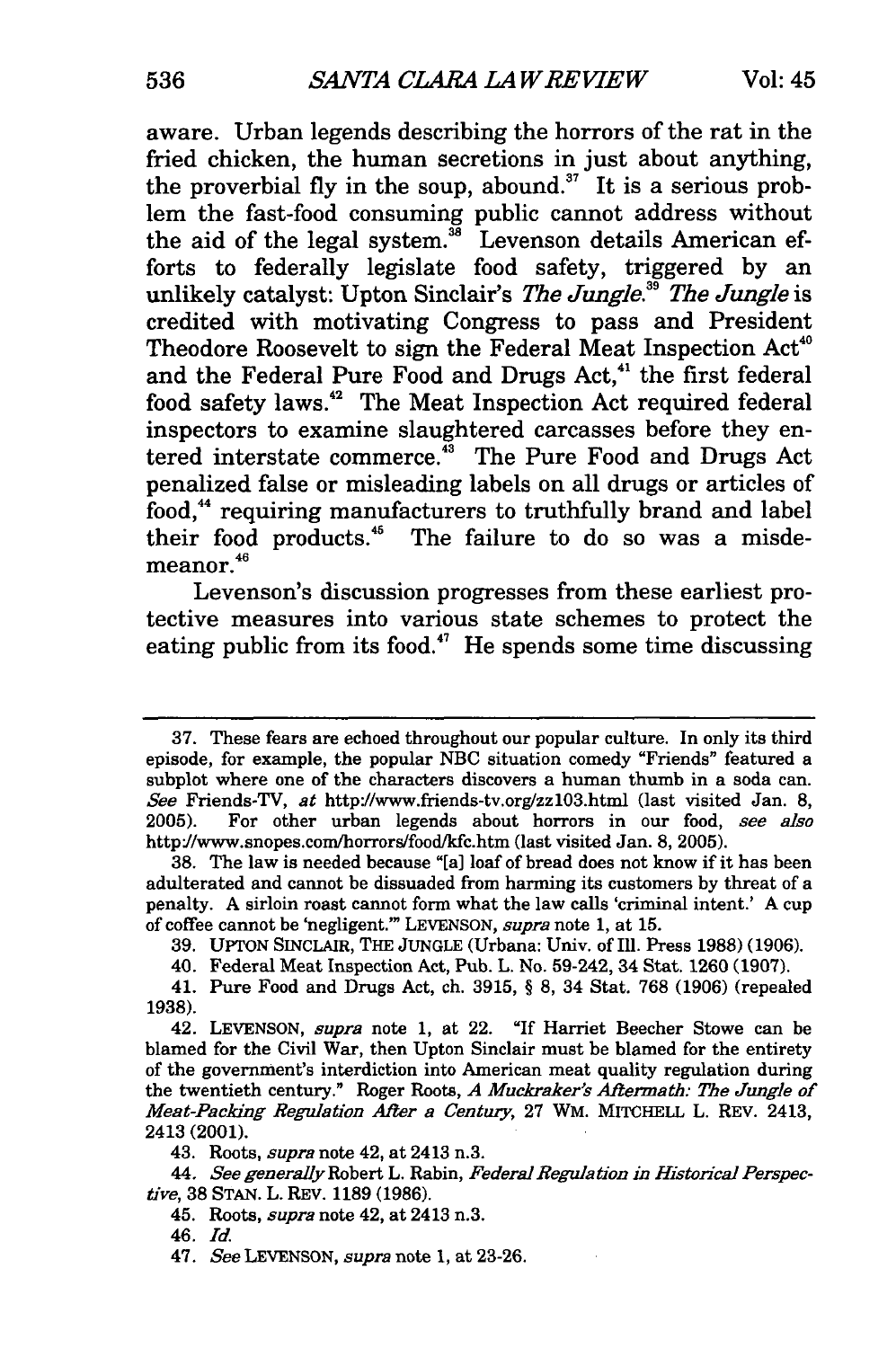aware. Urban legends describing the horrors of the rat in the fried chicken, the human secretions in just about anything, the proverbial fly in the soup, abound.[37] It is a serious problem the fast-food consuming public cannot address without the aid of the legal system.[38] Levenson details American efforts to federally legislate food safety, triggered by an unlikely catalyst: Upton Sinclair's *The Jungle*.[39] *The Jungle* is credited with motivating Congress to pass and President Theodore Roosevelt to sign the Federal Meat Inspection Act[40] and the Federal Pure Food and Drugs Act,[41] the first federal food safety laws.[42] The Meat Inspection Act required federal inspectors to examine slaughtered carcasses before they entered interstate commerce.[43] The Pure Food and Drugs Act penalized false or misleading labels on all drugs or articles of food,[44] requiring manufacturers to truthfully brand and label their food products.[45] The failure to do so was a misdemeanor.[46]

Levenson's discussion progresses from these earliest protective measures into various state schemes to protect the eating public from its food.[47] He spends some time discussing

---

37. These fears are echoed throughout our popular culture. In only its third episode, for example, the popular NBC situation comedy "Friends" featured a subplot where one of the characters discovers a human thumb in a soda can. *See* Friends-TV, *at* http://www.friends-tv.org/zz103.html (last visited Jan. 8, 2005). For other urban legends about horrors in our food, *see also* http://www.snopes.com/horrors/food/kfc.htm (last visited Jan. 8, 2005).

38. The law is needed because "[a] loaf of bread does not know if it has been adulterated and cannot be dissuaded from harming its customers by threat of a penalty. A sirloin roast cannot form what the law calls 'criminal intent.' A cup of coffee cannot be 'negligent.'" LEVENSON, *supra* note 1, at 15.

39. UPTON SINCLAIR, THE JUNGLE (Urbana: Univ. of Ill. Press 1988) (1906).

40. Federal Meat Inspection Act, Pub. L. No. 59-242, 34 Stat. 1260 (1907).

41. Pure Food and Drugs Act, ch. 3915, § 8, 34 Stat. 768 (1906) (repealed 1938).

42. LEVENSON, *supra* note 1, at 22. "If Harriet Beecher Stowe can be blamed for the Civil War, then Upton Sinclair must be blamed for the entirety of the government's interdiction into American meat quality regulation during the twentieth century." Roger Roots, *A Muckraker's Aftermath: The Jungle of Meat-Packing Regulation After a Century*, 27 WM. MITCHELL L. REV. 2413, 2413 (2001).

43. Roots, *supra* note 42, at 2413 n.3.

44. *See generally* Robert L. Rabin, *Federal Regulation in Historical Perspective*, 38 STAN. L. REV. 1189 (1986).

45. Roots, *supra* note 42, at 2413 n.3.

46. *Id.*

47. *See* LEVENSON, *supra* note 1, at 23-26.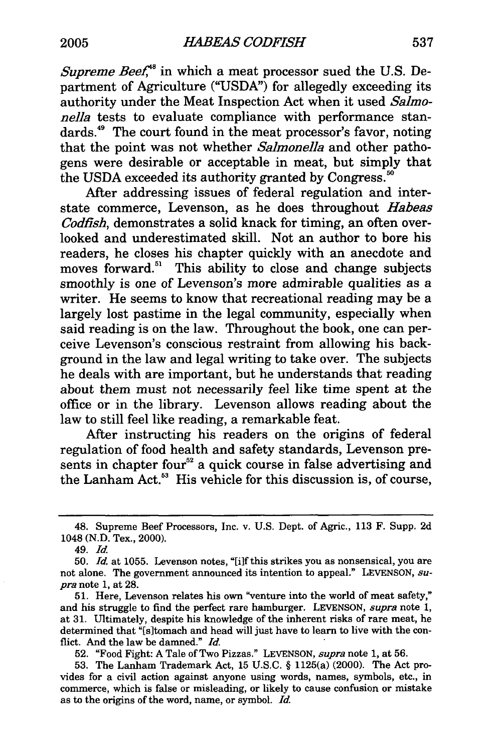*Supreme Beef*,[48] in which a meat processor sued the U.S. Department of Agriculture ("USDA") for allegedly exceeding its authority under the Meat Inspection Act when it used *Salmonella* tests to evaluate compliance with performance standards.[49] The court found in the meat processor's favor, noting that the point was not whether *Salmonella* and other pathogens were desirable or acceptable in meat, but simply that the USDA exceeded its authority granted by Congress.[50]

After addressing issues of federal regulation and interstate commerce, Levenson, as he does throughout *Habeas Codfish*, demonstrates a solid knack for timing, an often overlooked and underestimated skill. Not an author to bore his readers, he closes his chapter quickly with an anecdote and moves forward.[51] This ability to close and change subjects smoothly is one of Levenson's more admirable qualities as a writer. He seems to know that recreational reading may be a largely lost pastime in the legal community, especially when said reading is on the law. Throughout the book, one can perceive Levenson's conscious restraint from allowing his background in the law and legal writing to take over. The subjects he deals with are important, but he understands that reading about them must not necessarily feel like time spent at the office or in the library. Levenson allows reading about the law to still feel like reading, a remarkable feat.

After instructing his readers on the origins of federal regulation of food health and safety standards, Levenson presents in chapter four[52] a quick course in false advertising and the Lanham Act.[53] His vehicle for this discussion is, of course,

---

48. Supreme Beef Processors, Inc. v. U.S. Dept. of Agric., 113 F. Supp. 2d 1048 (N.D. Tex., 2000).

49. *Id.*

50. *Id.* at 1055. Levenson notes, "[i]f this strikes you as nonsensical, you are not alone. The government announced its intention to appeal." LEVENSON, *supra* note 1, at 28.

51. Here, Levenson relates his own "venture into the world of meat safety," and his struggle to find the perfect rare hamburger. LEVENSON, *supra* note 1, at 31. Ultimately, despite his knowledge of the inherent risks of rare meat, he determined that "[s]tomach and head will just have to learn to live with the conflict. And the law be damned." *Id.*

52. "Food Fight: A Tale of Two Pizzas." LEVENSON, *supra* note 1, at 56.

53. The Lanham Trademark Act, 15 U.S.C. § 1125(a) (2000). The Act provides for a civil action against anyone using words, names, symbols, etc., in commerce, which is false or misleading, or likely to cause confusion or mistake as to the origins of the word, name, or symbol. *Id.*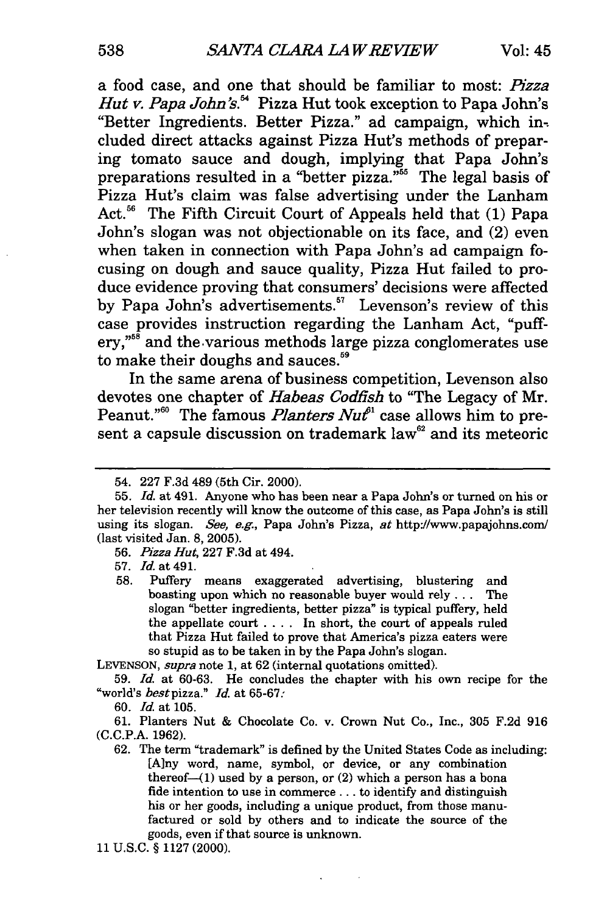a food case, and one that should be familiar to most: *Pizza Hut v. Papa John's*.[54] Pizza Hut took exception to Papa John's "Better Ingredients. Better Pizza." ad campaign, which included direct attacks against Pizza Hut's methods of preparing tomato sauce and dough, implying that Papa John's preparations resulted in a "better pizza."[55] The legal basis of Pizza Hut's claim was false advertising under the Lanham Act.[56] The Fifth Circuit Court of Appeals held that (1) Papa John's slogan was not objectionable on its face, and (2) even when taken in connection with Papa John's ad campaign focusing on dough and sauce quality, Pizza Hut failed to produce evidence proving that consumers' decisions were affected by Papa John's advertisements.[57] Levenson's review of this case provides instruction regarding the Lanham Act, "puffery,"[58] and the various methods large pizza conglomerates use to make their doughs and sauces.[59]

In the same arena of business competition, Levenson also devotes one chapter of *Habeas Codfish* to "The Legacy of Mr. Peanut."[60] The famous *Planters Nut*[61] case allows him to present a capsule discussion on trademark law[62] and its meteoric

---

54. 227 F.3d 489 (5th Cir. 2000).

55. *Id.* at 491. Anyone who has been near a Papa John's or turned on his or her television recently will know the outcome of this case, as Papa John's is still using its slogan. *See, e.g.*, Papa John's Pizza, *at* http://www.papajohns.com/ (last visited Jan. 8, 2005).

56. *Pizza Hut*, 227 F.3d at 494.

57. *Id.* at 491.

58. 
> Puffery means exaggerated advertising, blustering and boasting upon which no reasonable buyer would rely . . . The slogan "better ingredients, better pizza" is typical puffery, held the appellate court . . . . In short, the court of appeals ruled that Pizza Hut failed to prove that America's pizza eaters were so stupid as to be taken in by the Papa John's slogan.

LEVENSON, *supra* note 1, at 62 (internal quotations omitted).

59. *Id.* at 60-63. He concludes the chapter with his own recipe for the "world's *best* pizza." *Id.* at 65-67.

60. *Id.* at 105.

61. Planters Nut & Chocolate Co. v. Crown Nut Co., Inc., 305 F.2d 916 (C.C.P.A. 1962).

62. The term "trademark" is defined by the United States Code as including:
> [A]ny word, name, symbol, or device, or any combination thereof—(1) used by a person, or (2) which a person has a bona fide intention to use in commerce . . . to identify and distinguish his or her goods, including a unique product, from those manufactured or sold by others and to indicate the source of the goods, even if that source is unknown.

11 U.S.C. § 1127 (2000).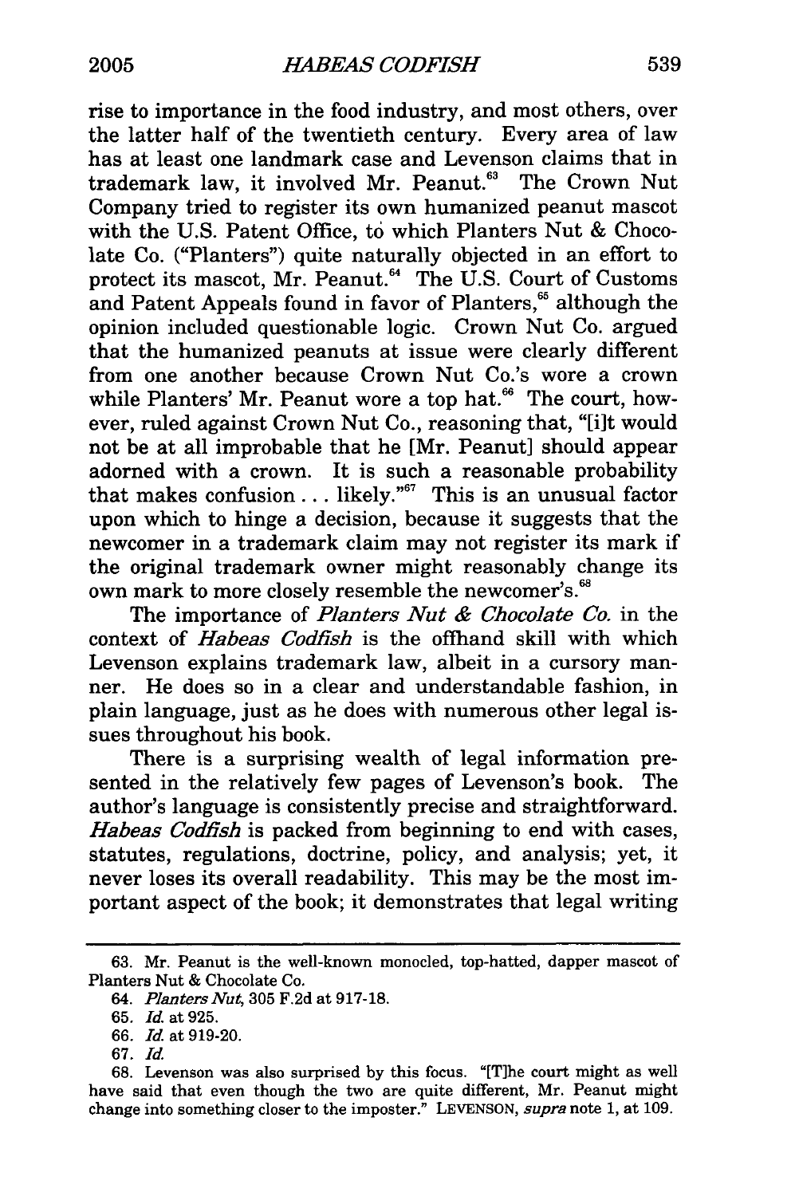rise to importance in the food industry, and most others, over the latter half of the twentieth century. Every area of law has at least one landmark case and Levenson claims that in trademark law, it involved Mr. Peanut.[63] The Crown Nut Company tried to register its own humanized peanut mascot with the U.S. Patent Office, to which Planters Nut & Chocolate Co. ("Planters") quite naturally objected in an effort to protect its mascot, Mr. Peanut.[64] The U.S. Court of Customs and Patent Appeals found in favor of Planters,[65] although the opinion included questionable logic. Crown Nut Co. argued that the humanized peanuts at issue were clearly different from one another because Crown Nut Co.'s wore a crown while Planters' Mr. Peanut wore a top hat.[66] The court, however, ruled against Crown Nut Co., reasoning that, "[i]t would not be at all improbable that he [Mr. Peanut] should appear adorned with a crown. It is such a reasonable probability that makes confusion . . . likely."[67] This is an unusual factor upon which to hinge a decision, because it suggests that the newcomer in a trademark claim may not register its mark if the original trademark owner might reasonably change its own mark to more closely resemble the newcomer's.[68]

The importance of *Planters Nut & Chocolate Co.* in the context of *Habeas Codfish* is the offhand skill with which Levenson explains trademark law, albeit in a cursory manner. He does so in a clear and understandable fashion, in plain language, just as he does with numerous other legal issues throughout his book.

There is a surprising wealth of legal information presented in the relatively few pages of Levenson's book. The author's language is consistently precise and straightforward. *Habeas Codfish* is packed from beginning to end with cases, statutes, regulations, doctrine, policy, and analysis; yet, it never loses its overall readability. This may be the most important aspect of the book; it demonstrates that legal writing

---

63. Mr. Peanut is the well-known monocled, top-hatted, dapper mascot of Planters Nut & Chocolate Co.

64. *Planters Nut*, 305 F.2d at 917-18.

65. *Id.* at 925.

66. *Id.* at 919-20.

67. *Id.*

68. Levenson was also surprised by this focus. "[T]he court might as well have said that even though the two are quite different, Mr. Peanut might change into something closer to the imposter." LEVENSON, *supra* note 1, at 109.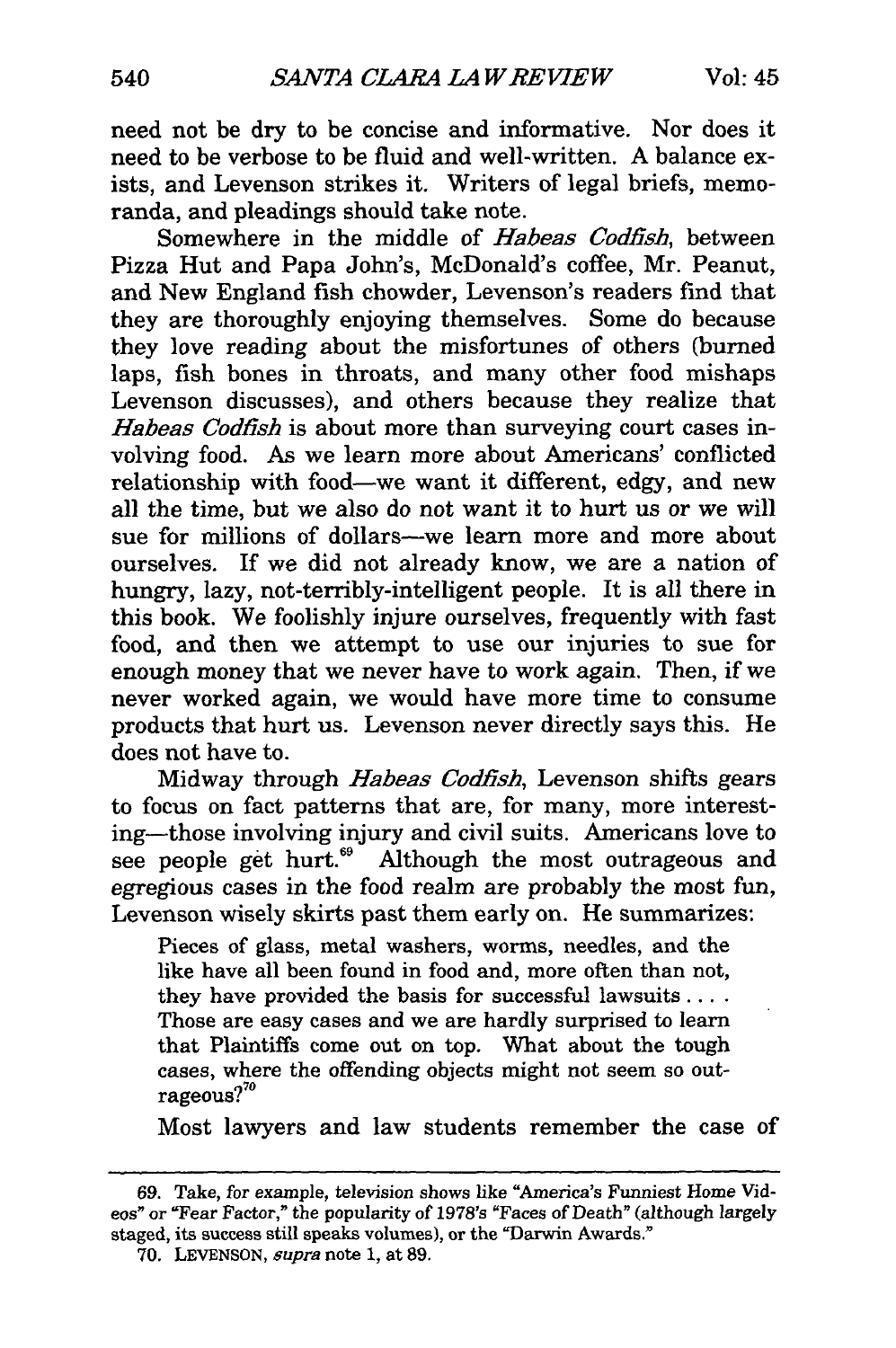need not be dry to be concise and informative. Nor does it need to be verbose to be fluid and well-written. A balance exists, and Levenson strikes it. Writers of legal briefs, memoranda, and pleadings should take note.

Somewhere in the middle of *Habeas Codfish*, between Pizza Hut and Papa John's, McDonald's coffee, Mr. Peanut, and New England fish chowder, Levenson's readers find that they are thoroughly enjoying themselves. Some do because they love reading about the misfortunes of others (burned laps, fish bones in throats, and many other food mishaps Levenson discusses), and others because they realize that *Habeas Codfish* is about more than surveying court cases involving food. As we learn more about Americans' conflicted relationship with food—we want it different, edgy, and new all the time, but we also do not want it to hurt us or we will sue for millions of dollars—we learn more and more about ourselves. If we did not already know, we are a nation of hungry, lazy, not-terribly-intelligent people. It is all there in this book. We foolishly injure ourselves, frequently with fast food, and then we attempt to use our injuries to sue for enough money that we never have to work again. Then, if we never worked again, we would have more time to consume products that hurt us. Levenson never directly says this. He does not have to.

Midway through *Habeas Codfish*, Levenson shifts gears to focus on fact patterns that are, for many, more interesting—those involving injury and civil suits. Americans love to see people get hurt.[69] Although the most outrageous and egregious cases in the food realm are probably the most fun, Levenson wisely skirts past them early on. He summarizes:

> Pieces of glass, metal washers, worms, needles, and the like have all been found in food and, more often than not, they have provided the basis for successful lawsuits . . . . Those are easy cases and we are hardly surprised to learn that Plaintiffs come out on top. What about the tough cases, where the offending objects might not seem so outrageous?[70]

Most lawyers and law students remember the case of

---

69. Take, for example, television shows like "America's Funniest Home Videos" or "Fear Factor," the popularity of 1978's "Faces of Death" (although largely staged, its success still speaks volumes), or the "Darwin Awards."

70. LEVENSON, *supra* note 1, at 89.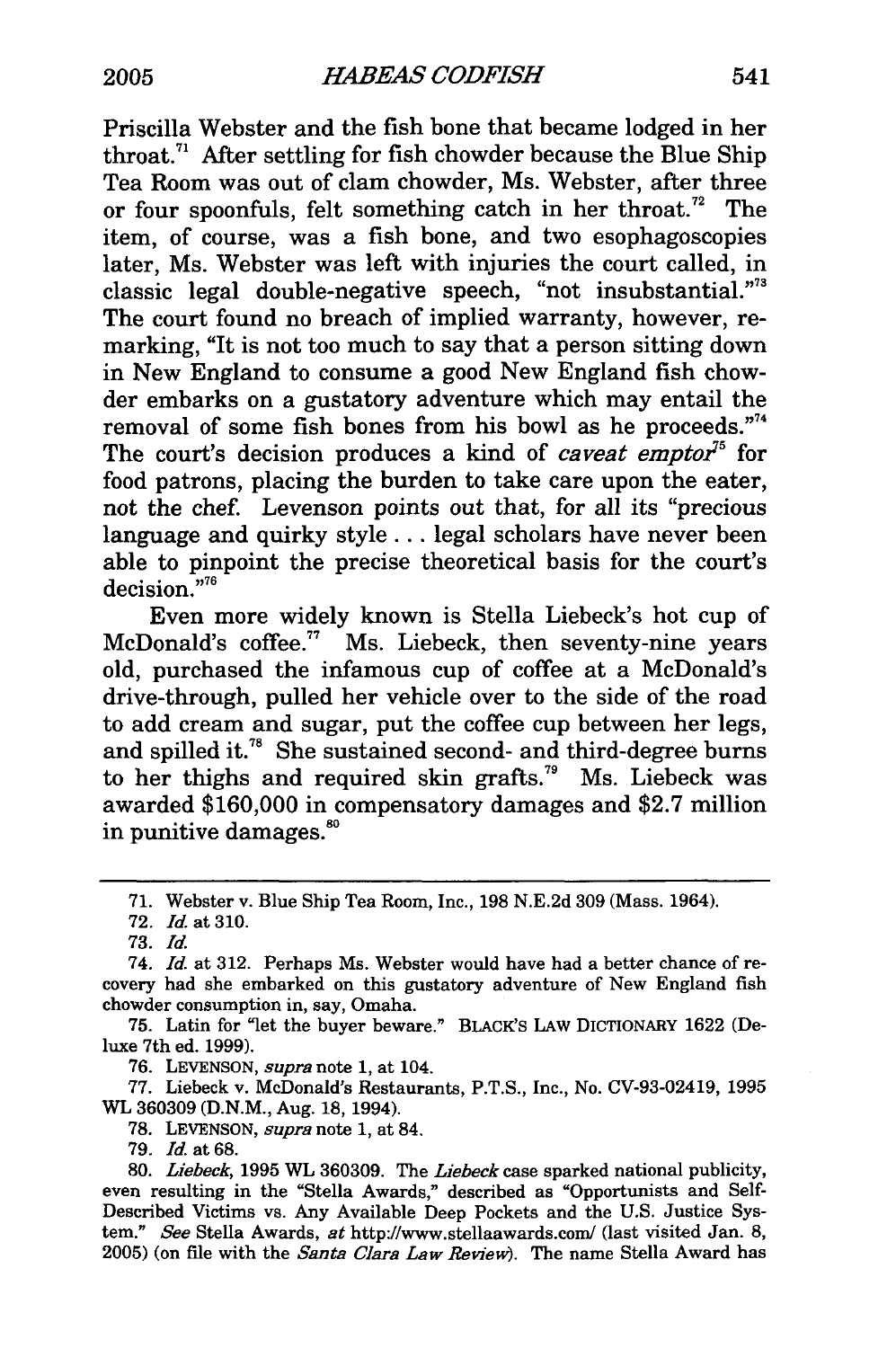Priscilla Webster and the fish bone that became lodged in her throat.[71] After settling for fish chowder because the Blue Ship Tea Room was out of clam chowder, Ms. Webster, after three or four spoonfuls, felt something catch in her throat.[72] The item, of course, was a fish bone, and two esophagoscopies later, Ms. Webster was left with injuries the court called, in classic legal double-negative speech, "not insubstantial."[73] The court found no breach of implied warranty, however, remarking, "It is not too much to say that a person sitting down in New England to consume a good New England fish chowder embarks on a gustatory adventure which may entail the removal of some fish bones from his bowl as he proceeds."[74] The court's decision produces a kind of *caveat emptor*[75] for food patrons, placing the burden to take care upon the eater, not the chef. Levenson points out that, for all its "precious language and quirky style . . . legal scholars have never been able to pinpoint the precise theoretical basis for the court's decision."[76]

Even more widely known is Stella Liebeck's hot cup of McDonald's coffee.[77] Ms. Liebeck, then seventy-nine years old, purchased the infamous cup of coffee at a McDonald's drive-through, pulled her vehicle over to the side of the road to add cream and sugar, put the coffee cup between her legs, and spilled it.[78] She sustained second- and third-degree burns to her thighs and required skin grafts.[79] Ms. Liebeck was awarded $160,000 in compensatory damages and $2.7 million in punitive damages.[80]

---

71. Webster v. Blue Ship Tea Room, Inc., 198 N.E.2d 309 (Mass. 1964).

72. *Id.* at 310.

73. *Id.*

74. *Id.* at 312. Perhaps Ms. Webster would have had a better chance of recovery had she embarked on this gustatory adventure of New England fish chowder consumption in, say, Omaha.

75. Latin for "let the buyer beware." BLACK'S LAW DICTIONARY 1622 (Deluxe 7th ed. 1999).

76. LEVENSON, *supra* note 1, at 104.

77. Liebeck v. McDonald's Restaurants, P.T.S., Inc., No. CV-93-02419, 1995 WL 360309 (D.N.M., Aug. 18, 1994).

78. LEVENSON, *supra* note 1, at 84.

79. *Id.* at 68.

80. *Liebeck*, 1995 WL 360309. The *Liebeck* case sparked national publicity, even resulting in the "Stella Awards," described as "Opportunists and Self-Described Victims vs. Any Available Deep Pockets and the U.S. Justice System." *See* Stella Awards, *at* http://www.stellaawards.com/ (last visited Jan. 8, 2005) (on file with the *Santa Clara Law Review*). The name Stella Award has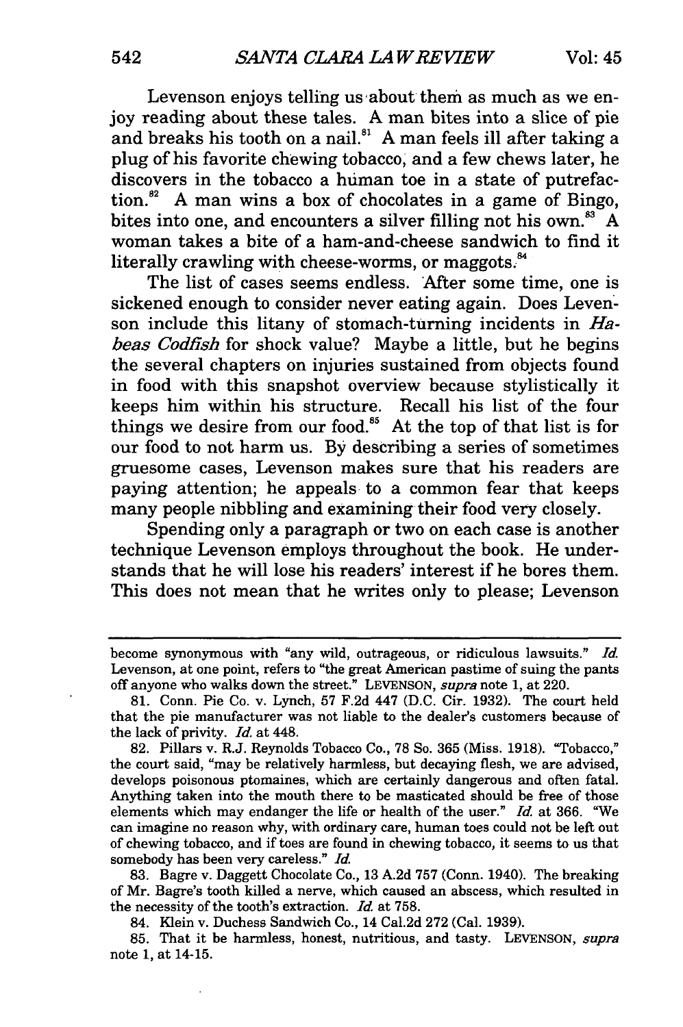Levenson enjoys telling us about them as much as we enjoy reading about these tales. A man bites into a slice of pie and breaks his tooth on a nail.[81] A man feels ill after taking a plug of his favorite chewing tobacco, and a few chews later, he discovers in the tobacco a human toe in a state of putrefaction.[82] A man wins a box of chocolates in a game of Bingo, bites into one, and encounters a silver filling not his own.[83] A woman takes a bite of a ham-and-cheese sandwich to find it literally crawling with cheese-worms, or maggots.[84]

The list of cases seems endless. After some time, one is sickened enough to consider never eating again. Does Levenson include this litany of stomach-turning incidents in *Habeas Codfish* for shock value? Maybe a little, but he begins the several chapters on injuries sustained from objects found in food with this snapshot overview because stylistically it keeps him within his structure. Recall his list of the four things we desire from our food.[85] At the top of that list is for our food to not harm us. By describing a series of sometimes gruesome cases, Levenson makes sure that his readers are paying attention; he appeals to a common fear that keeps many people nibbling and examining their food very closely.

Spending only a paragraph or two on each case is another technique Levenson employs throughout the book. He understands that he will lose his readers' interest if he bores them. This does not mean that he writes only to please; Levenson

---

become synonymous with "any wild, outrageous, or ridiculous lawsuits." *Id.* Levenson, at one point, refers to "the great American pastime of suing the pants off anyone who walks down the street." LEVENSON, *supra* note 1, at 220.

81. Conn. Pie Co. v. Lynch, 57 F.2d 447 (D.C. Cir. 1932). The court held that the pie manufacturer was not liable to the dealer's customers because of the lack of privity. *Id.* at 448.

82. Pillars v. R.J. Reynolds Tobacco Co., 78 So. 365 (Miss. 1918). "Tobacco," the court said, "may be relatively harmless, but decaying flesh, we are advised, develops poisonous ptomaines, which are certainly dangerous and often fatal. Anything taken into the mouth there to be masticated should be free of those elements which may endanger the life or health of the user." *Id.* at 366. "We can imagine no reason why, with ordinary care, human toes could not be left out of chewing tobacco, and if toes are found in chewing tobacco, it seems to us that somebody has been very careless." *Id.*

83. Bagre v. Daggett Chocolate Co., 13 A.2d 757 (Conn. 1940). The breaking of Mr. Bagre's tooth killed a nerve, which caused an abscess, which resulted in the necessity of the tooth's extraction. *Id.* at 758.

84. Klein v. Duchess Sandwich Co., 14 Cal.2d 272 (Cal. 1939).

85. That it be harmless, honest, nutritious, and tasty. LEVENSON, *supra* note 1, at 14-15.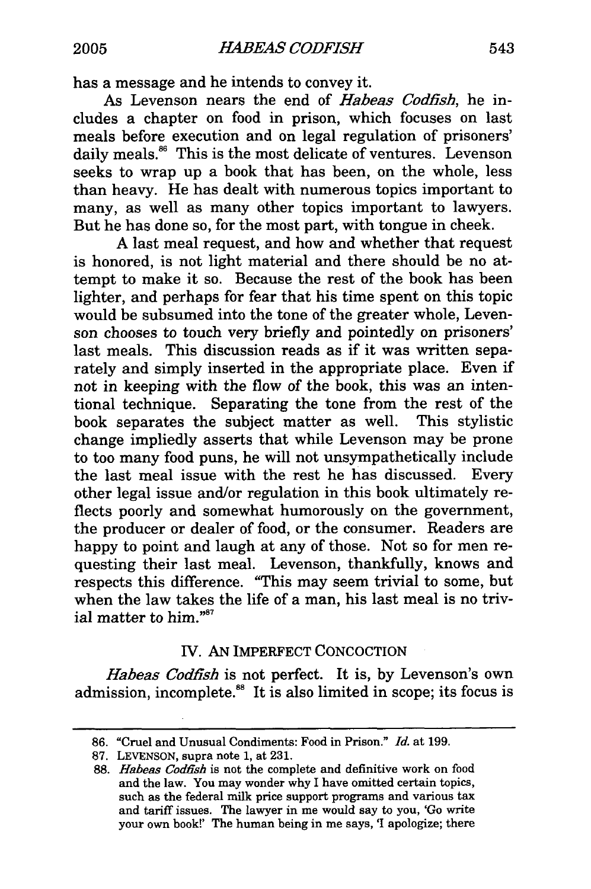has a message and he intends to convey it.

As Levenson nears the end of *Habeas Codfish*, he includes a chapter on food in prison, which focuses on last meals before execution and on legal regulation of prisoners' daily meals.[86] This is the most delicate of ventures. Levenson seeks to wrap up a book that has been, on the whole, less than heavy. He has dealt with numerous topics important to many, as well as many other topics important to lawyers. But he has done so, for the most part, with tongue in cheek.

A last meal request, and how and whether that request is honored, is not light material and there should be no attempt to make it so. Because the rest of the book has been lighter, and perhaps for fear that his time spent on this topic would be subsumed into the tone of the greater whole, Levenson chooses to touch very briefly and pointedly on prisoners' last meals. This discussion reads as if it was written separately and simply inserted in the appropriate place. Even if not in keeping with the flow of the book, this was an intentional technique. Separating the tone from the rest of the book separates the subject matter as well. This stylistic change impliedly asserts that while Levenson may be prone to too many food puns, he will not unsympathetically include the last meal issue with the rest he has discussed. Every other legal issue and/or regulation in this book ultimately reflects poorly and somewhat humorously on the government, the producer or dealer of food, or the consumer. Readers are happy to point and laugh at any of those. Not so for men requesting their last meal. Levenson, thankfully, knows and respects this difference. "This may seem trivial to some, but when the law takes the life of a man, his last meal is no trivial matter to him."[87]

## IV. AN IMPERFECT CONCOCTION

*Habeas Codfish* is not perfect. It is, by Levenson's own admission, incomplete.[88] It is also limited in scope; its focus is

---

86. "Cruel and Unusual Condiments: Food in Prison." *Id.* at 199.

87. LEVENSON, supra note 1, at 231.

88. *Habeas Codfish* is not the complete and definitive work on food and the law. You may wonder why I have omitted certain topics, such as the federal milk price support programs and various tax and tariff issues. The lawyer in me would say to you, 'Go write your own book!' The human being in me says, 'I apologize; there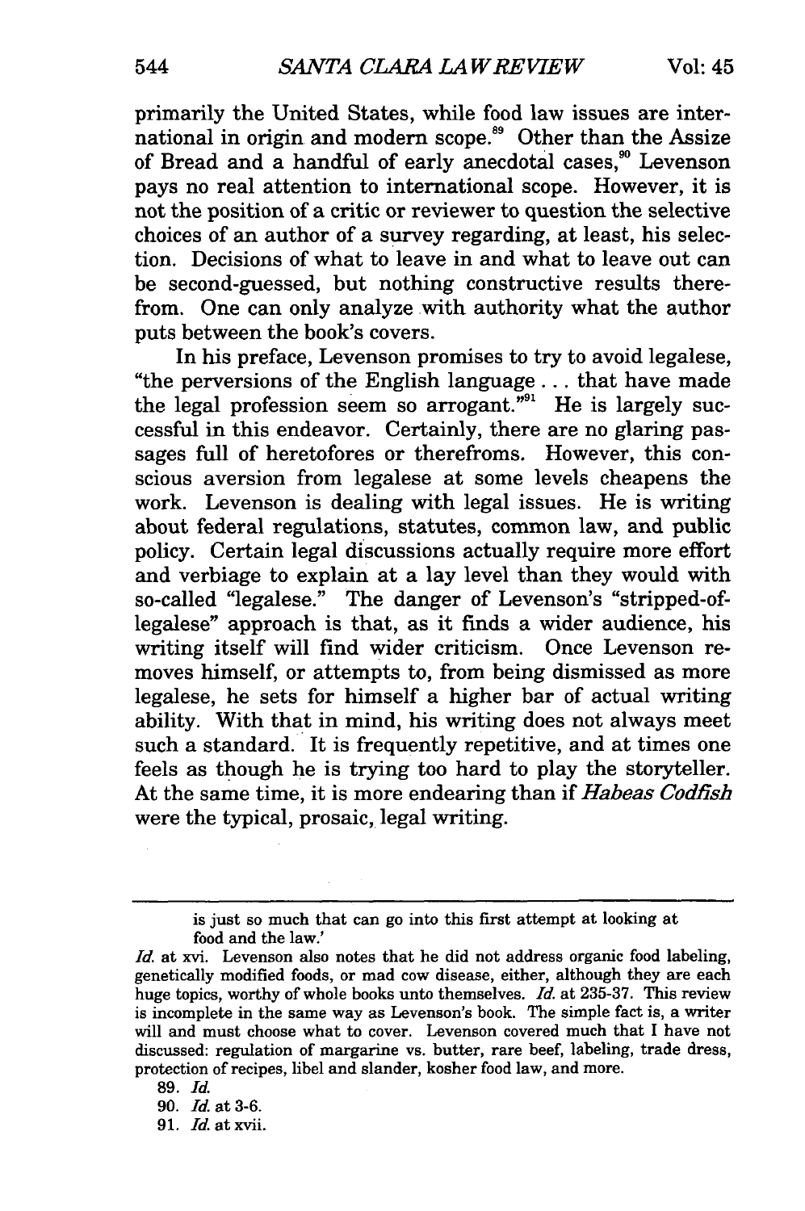primarily the United States, while food law issues are international in origin and modern scope.[89] Other than the Assize of Bread and a handful of early anecdotal cases,[90] Levenson pays no real attention to international scope. However, it is not the position of a critic or reviewer to question the selective choices of an author of a survey regarding, at least, his selection. Decisions of what to leave in and what to leave out can be second-guessed, but nothing constructive results therefrom. One can only analyze with authority what the author puts between the book's covers.

In his preface, Levenson promises to try to avoid legalese, "the perversions of the English language . . . that have made the legal profession seem so arrogant."[91] He is largely successful in this endeavor. Certainly, there are no glaring passages full of heretofores or therefroms. However, this conscious aversion from legalese at some levels cheapens the work. Levenson is dealing with legal issues. He is writing about federal regulations, statutes, common law, and public policy. Certain legal discussions actually require more effort and verbiage to explain at a lay level than they would with so-called "legalese." The danger of Levenson's "stripped-of-legalese" approach is that, as it finds a wider audience, his writing itself will find wider criticism. Once Levenson removes himself, or attempts to, from being dismissed as more legalese, he sets for himself a higher bar of actual writing ability. With that in mind, his writing does not always meet such a standard. It is frequently repetitive, and at times one feels as though he is trying too hard to play the storyteller. At the same time, it is more endearing than if *Habeas Codfish* were the typical, prosaic, legal writing.

---

is just so much that can go into this first attempt at looking at food and the law.'

*Id.* at xvi. Levenson also notes that he did not address organic food labeling, genetically modified foods, or mad cow disease, either, although they are each huge topics, worthy of whole books unto themselves. *Id.* at 235-37. This review is incomplete in the same way as Levenson's book. The simple fact is, a writer will and must choose what to cover. Levenson covered much that I have not discussed: regulation of margarine vs. butter, rare beef, labeling, trade dress, protection of recipes, libel and slander, kosher food law, and more.

89. *Id.*

90. *Id.* at 3-6.

91. *Id.* at xvii.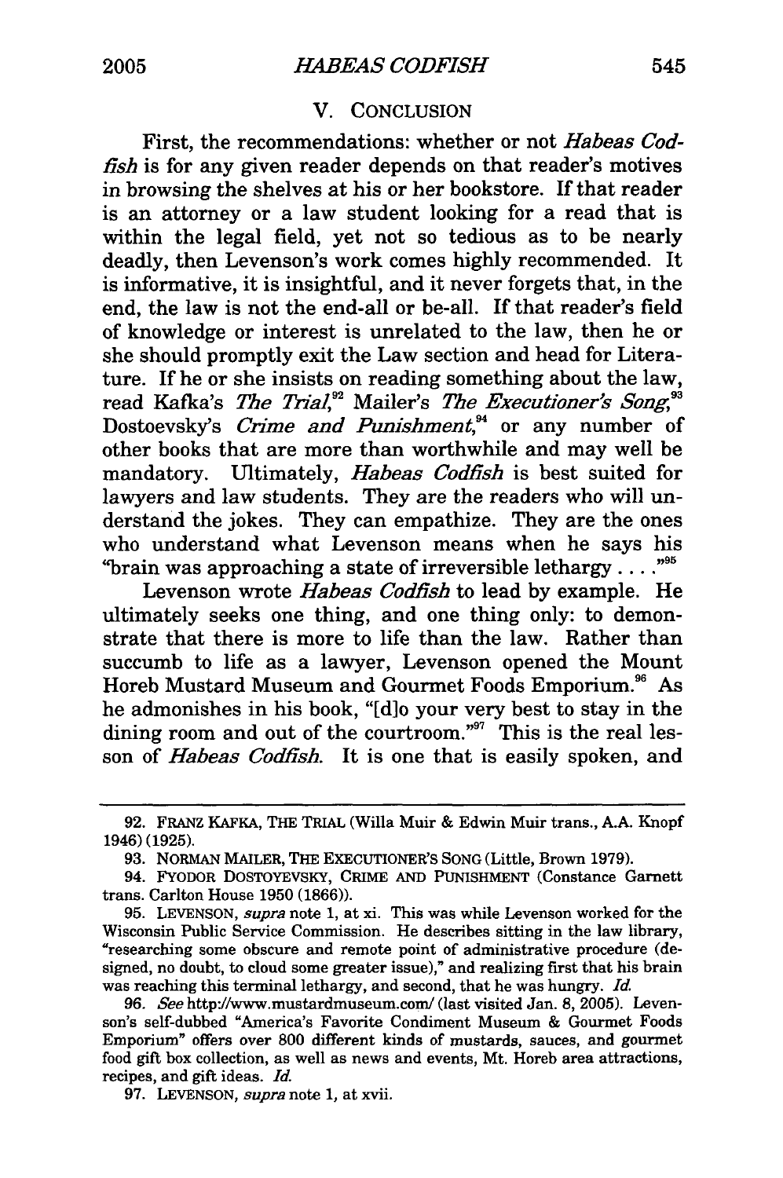## V. CONCLUSION

First, the recommendations: whether or not *Habeas Codfish* is for any given reader depends on that reader's motives in browsing the shelves at his or her bookstore. If that reader is an attorney or a law student looking for a read that is within the legal field, yet not so tedious as to be nearly deadly, then Levenson's work comes highly recommended. It is informative, it is insightful, and it never forgets that, in the end, the law is not the end-all or be-all. If that reader's field of knowledge or interest is unrelated to the law, then he or she should promptly exit the Law section and head for Literature. If he or she insists on reading something about the law, read Kafka's *The Trial*,[92] Mailer's *The Executioner's Song*,[93] Dostoevsky's *Crime and Punishment*,[94] or any number of other books that are more than worthwhile and may well be mandatory. Ultimately, *Habeas Codfish* is best suited for lawyers and law students. They are the readers who will understand the jokes. They can empathize. They are the ones who understand what Levenson means when he says his "brain was approaching a state of irreversible lethargy . . . ."[95]

Levenson wrote *Habeas Codfish* to lead by example. He ultimately seeks one thing, and one thing only: to demonstrate that there is more to life than the law. Rather than succumb to life as a lawyer, Levenson opened the Mount Horeb Mustard Museum and Gourmet Foods Emporium.[96] As he admonishes in his book, "[d]o your very best to stay in the dining room and out of the courtroom."[97] This is the real lesson of *Habeas Codfish*. It is one that is easily spoken, and

---

92. FRANZ KAFKA, THE TRIAL (Willa Muir & Edwin Muir trans., A.A. Knopf 1946) (1925).

93. NORMAN MAILER, THE EXECUTIONER'S SONG (Little, Brown 1979).

94. FYODOR DOSTOYEVSKY, CRIME AND PUNISHMENT (Constance Garnett trans. Carlton House 1950 (1866)).

95. LEVENSON, *supra* note 1, at xi. This was while Levenson worked for the Wisconsin Public Service Commission. He describes sitting in the law library, "researching some obscure and remote point of administrative procedure (designed, no doubt, to cloud some greater issue)," and realizing first that his brain was reaching this terminal lethargy, and second, that he was hungry. *Id.*

96. *See* http://www.mustardmuseum.com/ (last visited Jan. 8, 2005). Levenson's self-dubbed "America's Favorite Condiment Museum & Gourmet Foods Emporium" offers over 800 different kinds of mustards, sauces, and gourmet food gift box collection, as well as news and events, Mt. Horeb area attractions, recipes, and gift ideas. *Id.*

97. LEVENSON, *supra* note 1, at xvii.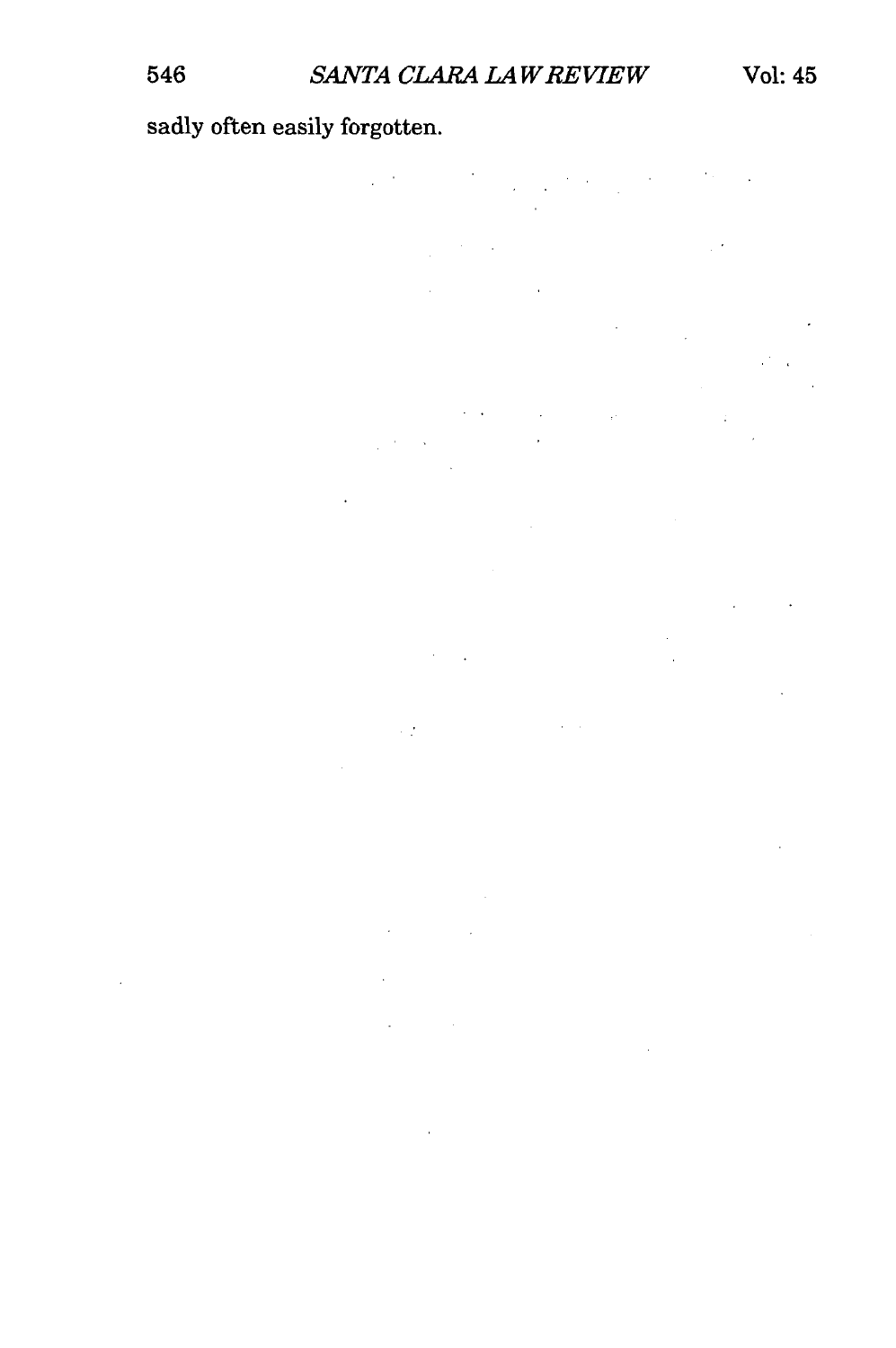sadly often easily forgotten.